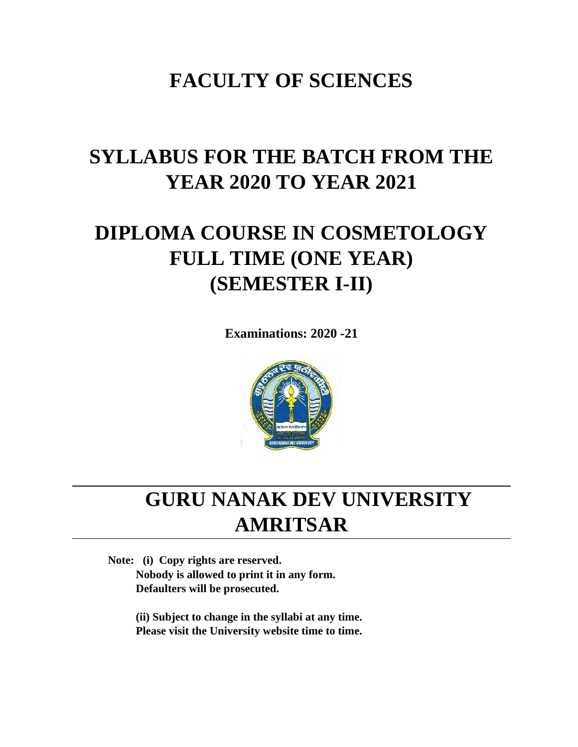# FACULTY OF SCIENCES

# SYLLABUS FOR THE BATCH FROM THE YEAR 2020 TO YEAR 2021

# DIPLOMA COURSE IN COSMETOLOGY FULL TIME (ONE YEAR) (SEMESTER I-II)

**Examinations: 2020 -21**

# GURU NANAK DEV UNIVERSITY AMRITSAR

**Note: (i) Copy rights are reserved. Nobody is allowed to print it in any form. Defaulters will be prosecuted.**

**(ii) Subject to change in the syllabi at any time. Please visit the University website time to time.**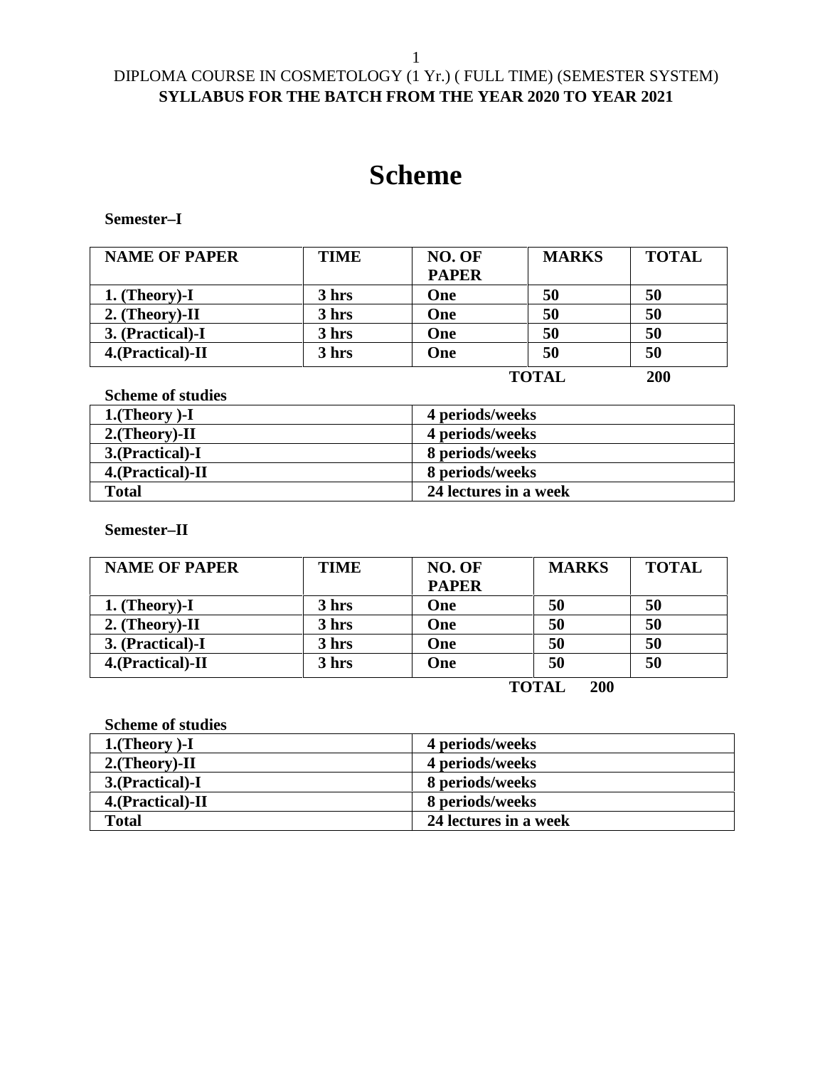DIPLOMA COURSE IN COSMETOLOGY (1 Yr.) ( FULL TIME) (SEMESTER SYSTEM)

**SYLLABUS FOR THE BATCH FROM THE YEAR 2020 TO YEAR 2021**

# Scheme

**Semester–I**

| NAME OF PAPER | TIME | NO. OF PAPER | MARKS | TOTAL |
|---|---|---|---|---|
| 1. (Theory)-I | 3 hrs | One | 50 | 50 |
| 2. (Theory)-II | 3 hrs | One | 50 | 50 |
| 3. (Practical)-I | 3 hrs | One | 50 | 50 |
| 4.(Practical)-II | 3 hrs | One | 50 | 50 |
| | | | TOTAL | 200 |

**Scheme of studies**

| | |
|---|---|
| 1.(Theory )-I | 4 periods/weeks |
| 2.(Theory)-II | 4 periods/weeks |
| 3.(Practical)-I | 8 periods/weeks |
| 4.(Practical)-II | 8 periods/weeks |
| Total | 24 lectures in a week |

**Semester–II**

| NAME OF PAPER | TIME | NO. OF PAPER | MARKS | TOTAL |
|---|---|---|---|---|
| 1. (Theory)-I | 3 hrs | One | 50 | 50 |
| 2. (Theory)-II | 3 hrs | One | 50 | 50 |
| 3. (Practical)-I | 3 hrs | One | 50 | 50 |
| 4.(Practical)-II | 3 hrs | One | 50 | 50 |
| | | | TOTAL | 200 |

**Scheme of studies**

| | |
|---|---|
| 1.(Theory )-I | 4 periods/weeks |
| 2.(Theory)-II | 4 periods/weeks |
| 3.(Practical)-I | 8 periods/weeks |
| 4.(Practical)-II | 8 periods/weeks |
| Total | 24 lectures in a week |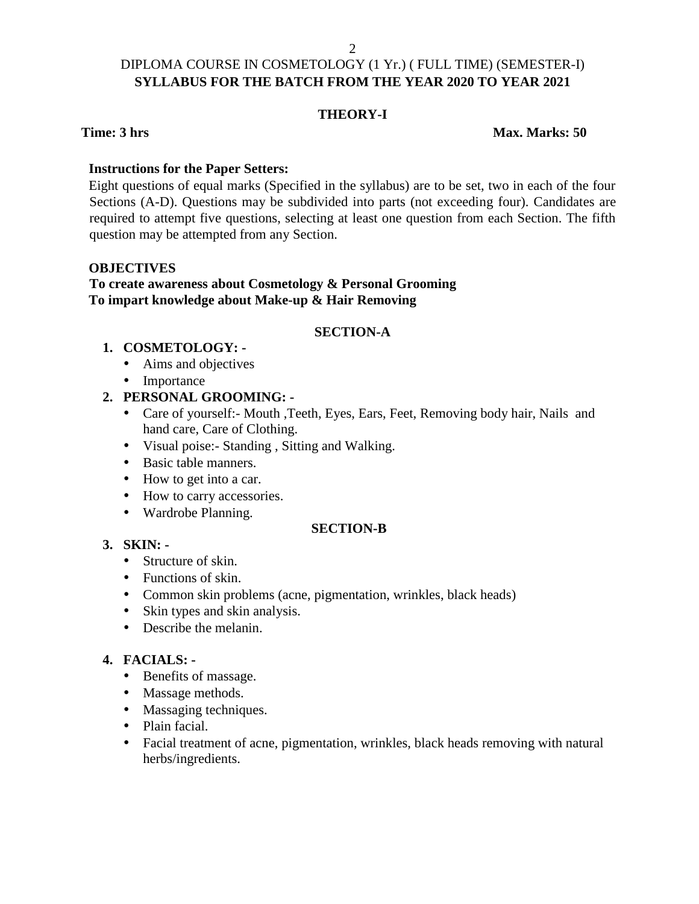DIPLOMA COURSE IN COSMETOLOGY (1 Yr.) ( FULL TIME) (SEMESTER-I)

**SYLLABUS FOR THE BATCH FROM THE YEAR 2020 TO YEAR 2021**

**THEORY-I**

**Time: 3 hrs** **Max. Marks: 50**

**Instructions for the Paper Setters:**

Eight questions of equal marks (Specified in the syllabus) are to be set, two in each of the four Sections (A-D). Questions may be subdivided into parts (not exceeding four). Candidates are required to attempt five questions, selecting at least one question from each Section. The fifth question may be attempted from any Section.

**OBJECTIVES**

**To create awareness about Cosmetology & Personal Grooming**
**To impart knowledge about Make-up & Hair Removing**

**SECTION-A**

1. **COSMETOLOGY: -**
   - Aims and objectives
   - Importance
2. **PERSONAL GROOMING: -**
   - Care of yourself:- Mouth ,Teeth, Eyes, Ears, Feet, Removing body hair, Nails and hand care, Care of Clothing.
   - Visual poise:- Standing , Sitting and Walking.
   - Basic table manners.
   - How to get into a car.
   - How to carry accessories.
   - Wardrobe Planning.

**SECTION-B**

3. **SKIN: -**
   - Structure of skin.
   - Functions of skin.
   - Common skin problems (acne, pigmentation, wrinkles, black heads)
   - Skin types and skin analysis.
   - Describe the melanin.
4. **FACIALS: -**
   - Benefits of massage.
   - Massage methods.
   - Massaging techniques.
   - Plain facial.
   - Facial treatment of acne, pigmentation, wrinkles, black heads removing with natural herbs/ingredients.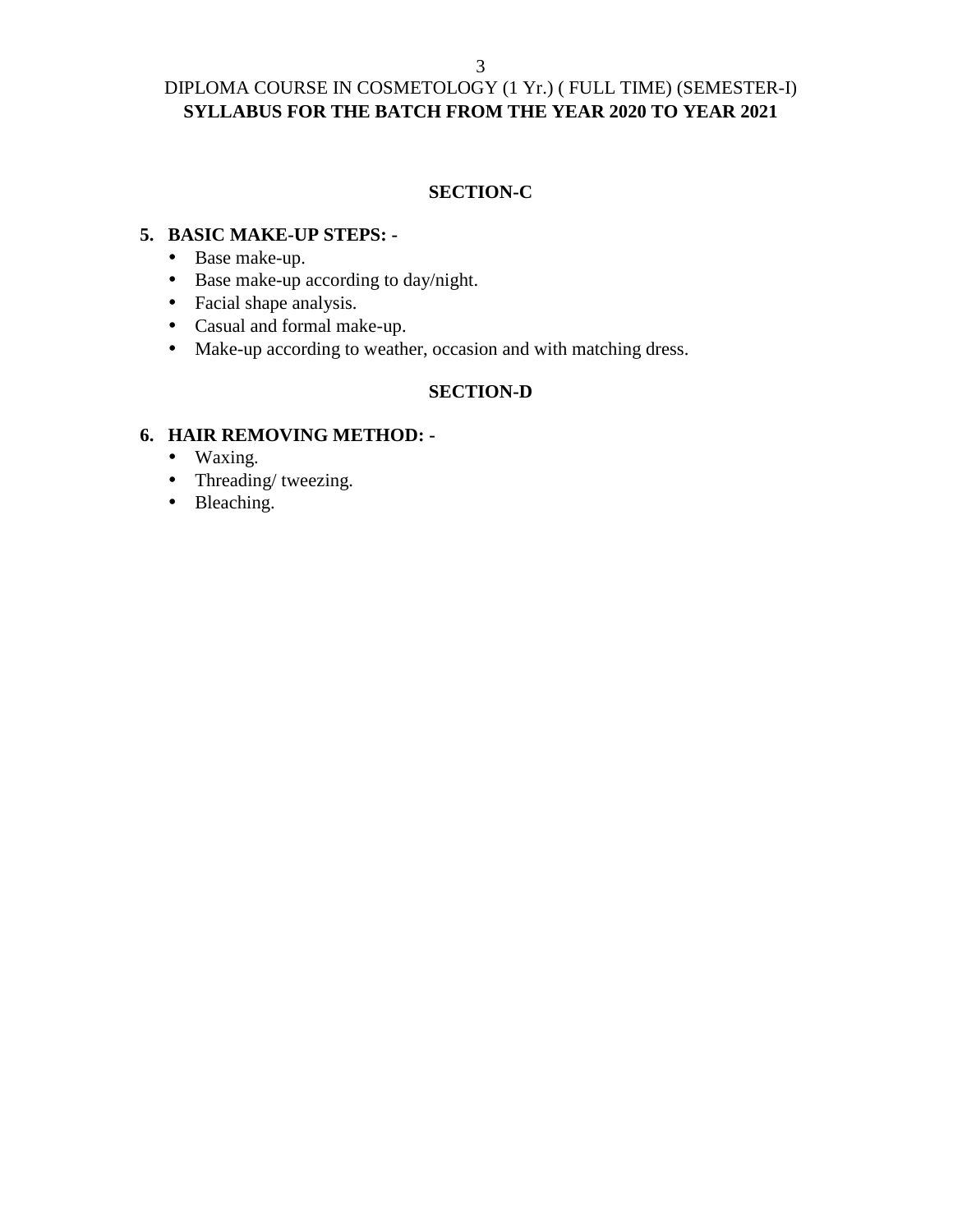DIPLOMA COURSE IN COSMETOLOGY (1 Yr.) ( FULL TIME) (SEMESTER-I)
**SYLLABUS FOR THE BATCH FROM THE YEAR 2020 TO YEAR 2021**

## SECTION-C

**5. BASIC MAKE-UP STEPS: -**

- Base make-up.
- Base make-up according to day/night.
- Facial shape analysis.
- Casual and formal make-up.
- Make-up according to weather, occasion and with matching dress.

## SECTION-D

**6. HAIR REMOVING METHOD: -**

- Waxing.
- Threading/ tweezing.
- Bleaching.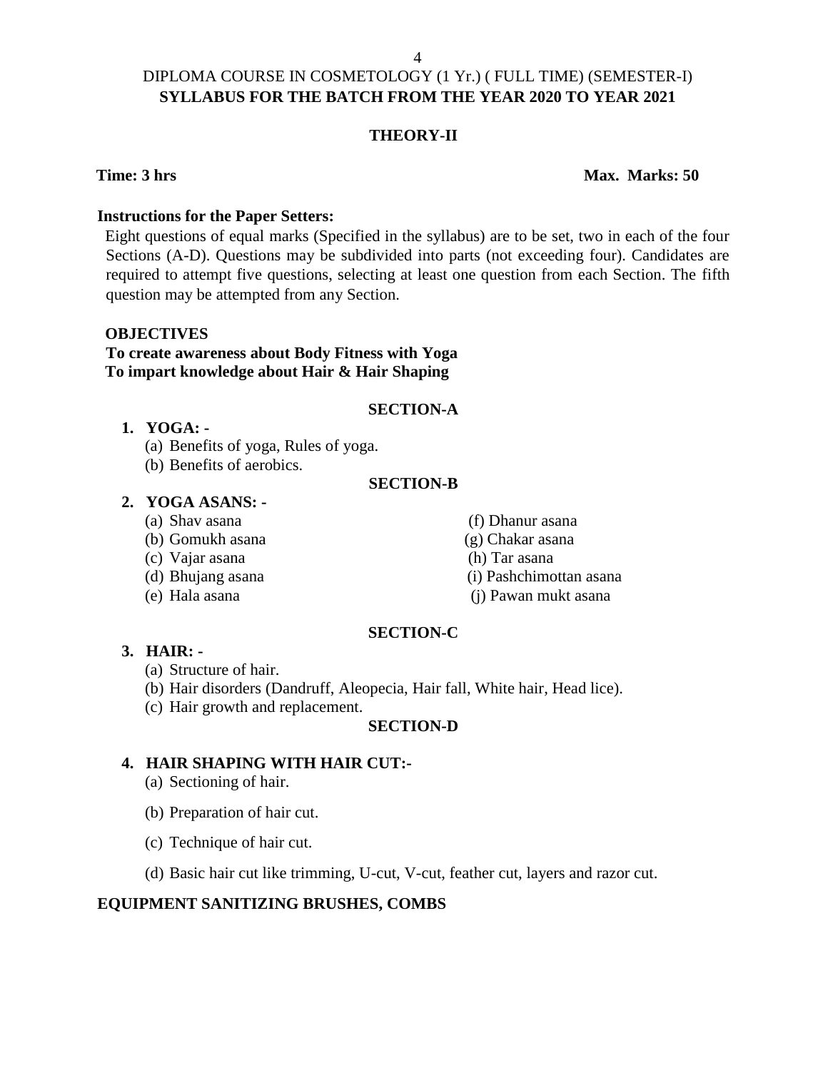DIPLOMA COURSE IN COSMETOLOGY (1 Yr.) ( FULL TIME) (SEMESTER-I)

**SYLLABUS FOR THE BATCH FROM THE YEAR 2020 TO YEAR 2021**

**THEORY-II**

**Time: 3 hrs** **Max. Marks: 50**

**Instructions for the Paper Setters:**

Eight questions of equal marks (Specified in the syllabus) are to be set, two in each of the four Sections (A-D). Questions may be subdivided into parts (not exceeding four). Candidates are required to attempt five questions, selecting at least one question from each Section. The fifth question may be attempted from any Section.

**OBJECTIVES**

**To create awareness about Body Fitness with Yoga**

**To impart knowledge about Hair & Hair Shaping**

**SECTION-A**

1. **YOGA: -**
   - (a) Benefits of yoga, Rules of yoga.
   - (b) Benefits of aerobics.

**SECTION-B**

2. **YOGA ASANS: -**
   - (a) Shav asana
   - (b) Gomukh asana
   - (c) Vajar asana
   - (d) Bhujang asana
   - (e) Hala asana
   - (f) Dhanur asana
   - (g) Chakar asana
   - (h) Tar asana
   - (i) Pashchimottan asana
   - (j) Pawan mukt asana

**SECTION-C**

3. **HAIR: -**
   - (a) Structure of hair.
   - (b) Hair disorders (Dandruff, Aleopecia, Hair fall, White hair, Head lice).
   - (c) Hair growth and replacement.

**SECTION-D**

4. **HAIR SHAPING WITH HAIR CUT:-**
   - (a) Sectioning of hair.
   - (b) Preparation of hair cut.
   - (c) Technique of hair cut.
   - (d) Basic hair cut like trimming, U-cut, V-cut, feather cut, layers and razor cut.

**EQUIPMENT SANITIZING BRUSHES, COMBS**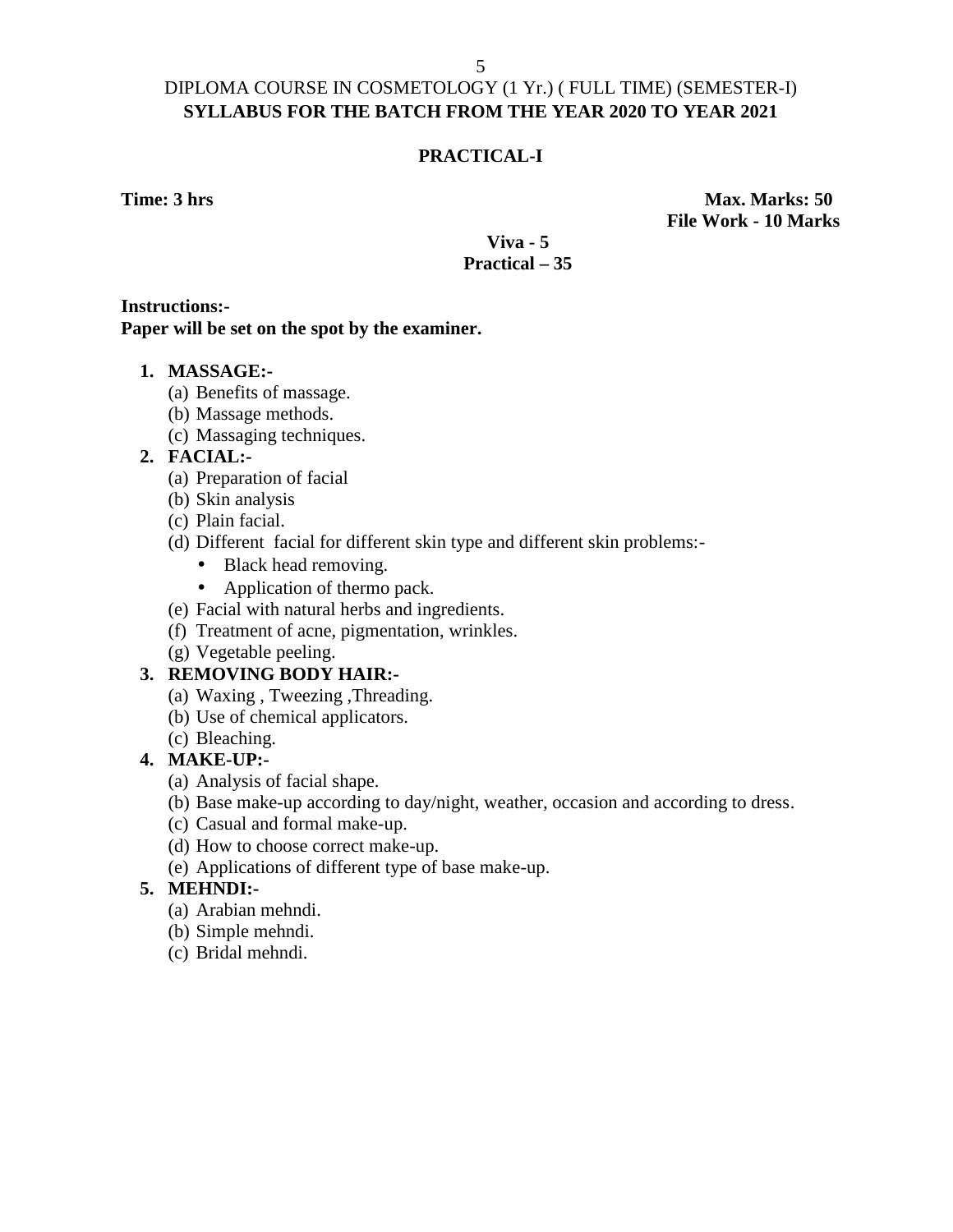DIPLOMA COURSE IN COSMETOLOGY (1 Yr.) ( FULL TIME) (SEMESTER-I)

**SYLLABUS FOR THE BATCH FROM THE YEAR 2020 TO YEAR 2021**

**PRACTICAL-I**

**Time: 3 hrs** **Max. Marks: 50**

**File Work - 10 Marks**

**Viva - 5**

**Practical – 35**

**Instructions:-**

**Paper will be set on the spot by the examiner.**

1. **MASSAGE:-**
   (a) Benefits of massage.
   (b) Massage methods.
   (c) Massaging techniques.
2. **FACIAL:-**
   (a) Preparation of facial
   (b) Skin analysis
   (c) Plain facial.
   (d) Different facial for different skin type and different skin problems:-
      - Black head removing.
      - Application of thermo pack.

   (e) Facial with natural herbs and ingredients.
   (f) Treatment of acne, pigmentation, wrinkles.
   (g) Vegetable peeling.
3. **REMOVING BODY HAIR:-**
   (a) Waxing , Tweezing ,Threading.
   (b) Use of chemical applicators.
   (c) Bleaching.
4. **MAKE-UP:-**
   (a) Analysis of facial shape.
   (b) Base make-up according to day/night, weather, occasion and according to dress.
   (c) Casual and formal make-up.
   (d) How to choose correct make-up.
   (e) Applications of different type of base make-up.
5. **MEHNDI:-**
   (a) Arabian mehndi.
   (b) Simple mehndi.
   (c) Bridal mehndi.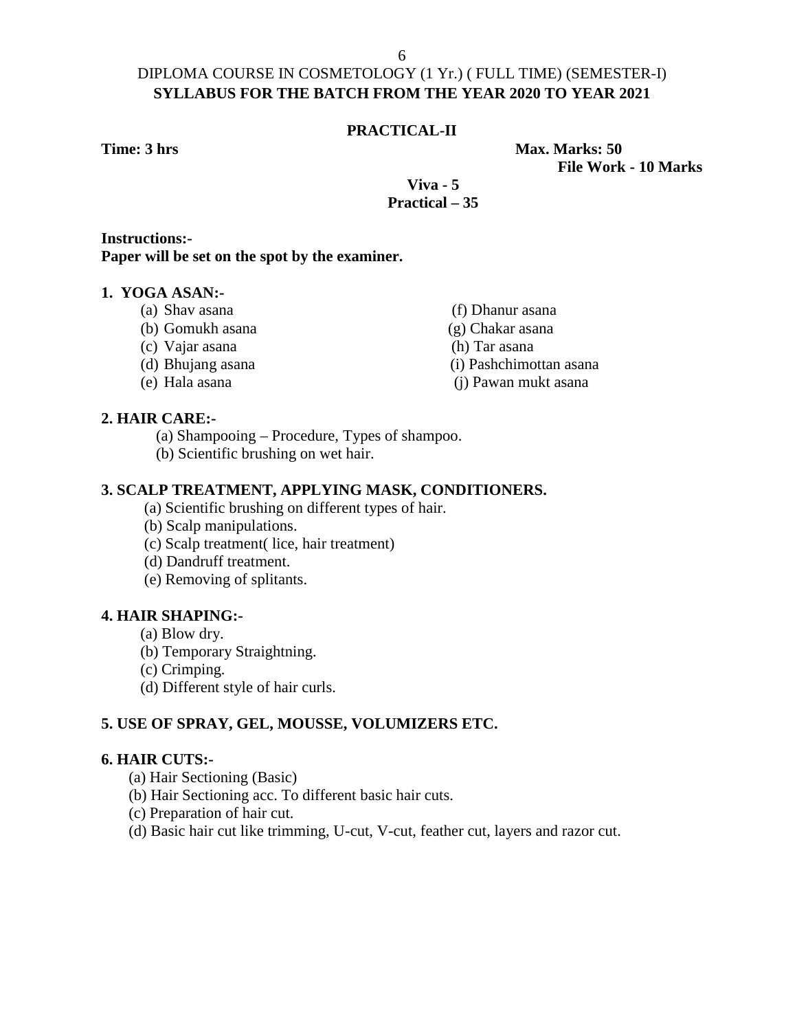DIPLOMA COURSE IN COSMETOLOGY (1 Yr.) ( FULL TIME) (SEMESTER-I)

**SYLLABUS FOR THE BATCH FROM THE YEAR 2020 TO YEAR 2021**

**PRACTICAL-II**

**Time: 3 hrs** **Max. Marks: 50**

**File Work - 10 Marks**

**Viva - 5**

**Practical – 35**

**Instructions:-**

**Paper will be set on the spot by the examiner.**

**1. YOGA ASAN:-**

(a) Shav asana
(b) Gomukh asana
(c) Vajar asana
(d) Bhujang asana
(e) Hala asana
(f) Dhanur asana
(g) Chakar asana
(h) Tar asana
(i) Pashchimottan asana
(j) Pawan mukt asana

**2. HAIR CARE:-**

(a) Shampooing – Procedure, Types of shampoo.
(b) Scientific brushing on wet hair.

**3. SCALP TREATMENT, APPLYING MASK, CONDITIONERS.**

(a) Scientific brushing on different types of hair.
(b) Scalp manipulations.
(c) Scalp treatment( lice, hair treatment)
(d) Dandruff treatment.
(e) Removing of splitants.

**4. HAIR SHAPING:-**

(a) Blow dry.
(b) Temporary Straightning.
(c) Crimping.
(d) Different style of hair curls.

**5. USE OF SPRAY, GEL, MOUSSE, VOLUMIZERS ETC.**

**6. HAIR CUTS:-**

(a) Hair Sectioning (Basic)
(b) Hair Sectioning acc. To different basic hair cuts.
(c) Preparation of hair cut.
(d) Basic hair cut like trimming, U-cut, V-cut, feather cut, layers and razor cut.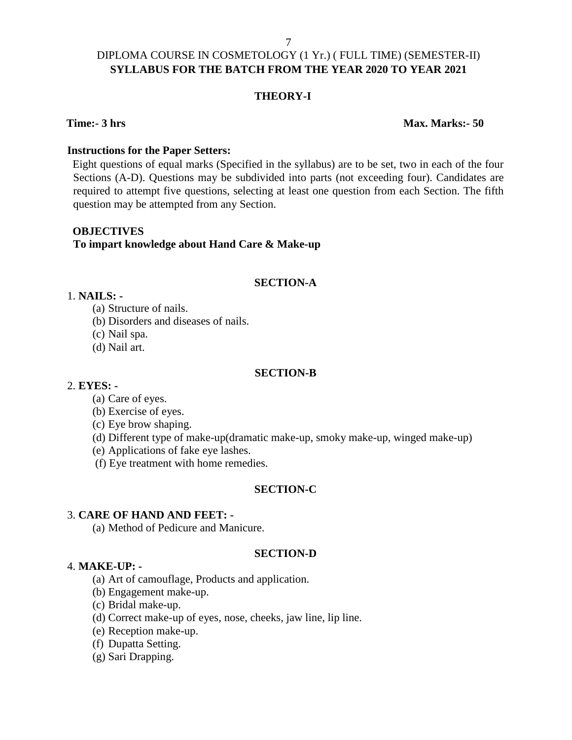DIPLOMA COURSE IN COSMETOLOGY (1 Yr.) ( FULL TIME) (SEMESTER-II)

**SYLLABUS FOR THE BATCH FROM THE YEAR 2020 TO YEAR 2021**

## THEORY-I

**Time:- 3 hrs** **Max. Marks:- 50**

**Instructions for the Paper Setters:**

Eight questions of equal marks (Specified in the syllabus) are to be set, two in each of the four Sections (A-D). Questions may be subdivided into parts (not exceeding four). Candidates are required to attempt five questions, selecting at least one question from each Section. The fifth question may be attempted from any Section.

**OBJECTIVES**

**To impart knowledge about Hand Care & Make-up**

### SECTION-A

1. **NAILS: -**
   - (a) Structure of nails.
   - (b) Disorders and diseases of nails.
   - (c) Nail spa.
   - (d) Nail art.

### SECTION-B

2. **EYES: -**
   - (a) Care of eyes.
   - (b) Exercise of eyes.
   - (c) Eye brow shaping.
   - (d) Different type of make-up(dramatic make-up, smoky make-up, winged make-up)
   - (e) Applications of fake eye lashes.
   - (f) Eye treatment with home remedies.

### SECTION-C

3. **CARE OF HAND AND FEET: -**
   - (a) Method of Pedicure and Manicure.

### SECTION-D

4. **MAKE-UP: -**
   - (a) Art of camouflage, Products and application.
   - (b) Engagement make-up.
   - (c) Bridal make-up.
   - (d) Correct make-up of eyes, nose, cheeks, jaw line, lip line.
   - (e) Reception make-up.
   - (f) Dupatta Setting.
   - (g) Sari Drapping.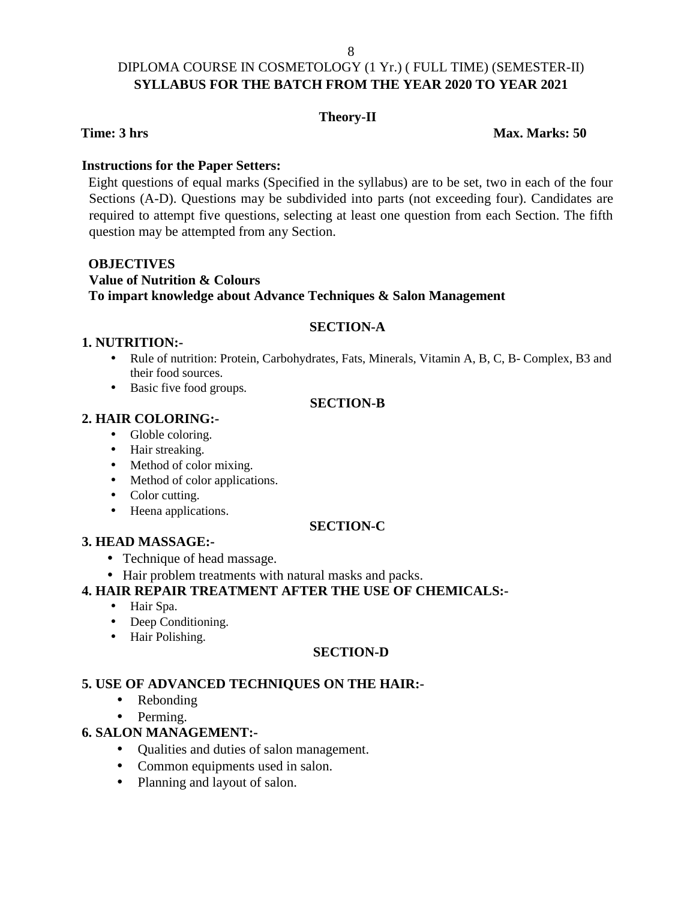DIPLOMA COURSE IN COSMETOLOGY (1 Yr.) ( FULL TIME) (SEMESTER-II)

**SYLLABUS FOR THE BATCH FROM THE YEAR 2020 TO YEAR 2021**

**Theory-II**

**Time: 3 hrs** **Max. Marks: 50**

**Instructions for the Paper Setters:**

Eight questions of equal marks (Specified in the syllabus) are to be set, two in each of the four Sections (A-D). Questions may be subdivided into parts (not exceeding four). Candidates are required to attempt five questions, selecting at least one question from each Section. The fifth question may be attempted from any Section.

**OBJECTIVES**

**Value of Nutrition & Colours**

**To impart knowledge about Advance Techniques & Salon Management**

## SECTION-A

**1. NUTRITION:-**

- Rule of nutrition: Protein, Carbohydrates, Fats, Minerals, Vitamin A, B, C, B- Complex, B3 and their food sources.
- Basic five food groups.

## SECTION-B

**2. HAIR COLORING:-**

- Globle coloring.
- Hair streaking.
- Method of color mixing.
- Method of color applications.
- Color cutting.
- Heena applications.

## SECTION-C

**3. HEAD MASSAGE:-**

- Technique of head massage.
- Hair problem treatments with natural masks and packs.

**4. HAIR REPAIR TREATMENT AFTER THE USE OF CHEMICALS:-**

- Hair Spa.
- Deep Conditioning.
- Hair Polishing.

## SECTION-D

**5. USE OF ADVANCED TECHNIQUES ON THE HAIR:-**

- Rebonding
- Perming.

**6. SALON MANAGEMENT:-**

- Qualities and duties of salon management.
- Common equipments used in salon.
- Planning and layout of salon.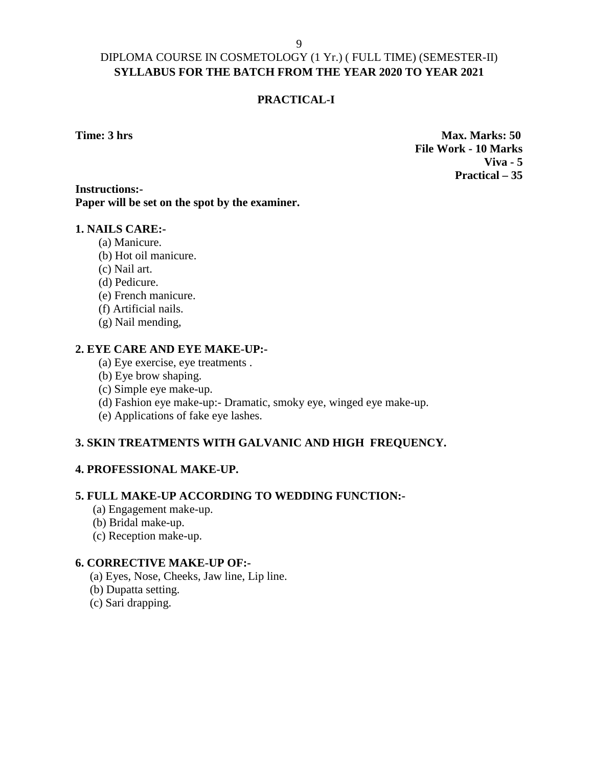DIPLOMA COURSE IN COSMETOLOGY (1 Yr.) ( FULL TIME) (SEMESTER-II)

**SYLLABUS FOR THE BATCH FROM THE YEAR 2020 TO YEAR 2021**

## PRACTICAL-I

**Time: 3 hrs**

**Max. Marks: 50**
**File Work - 10 Marks**
**Viva - 5**
**Practical – 35**

**Instructions:-**
**Paper will be set on the spot by the examiner.**

**1. NAILS CARE:-**

(a) Manicure.
(b) Hot oil manicure.
(c) Nail art.
(d) Pedicure.
(e) French manicure.
(f) Artificial nails.
(g) Nail mending,

**2. EYE CARE AND EYE MAKE-UP:-**

(a) Eye exercise, eye treatments .
(b) Eye brow shaping.
(c) Simple eye make-up.
(d) Fashion eye make-up:- Dramatic, smoky eye, winged eye make-up.
(e) Applications of fake eye lashes.

**3. SKIN TREATMENTS WITH GALVANIC AND HIGH FREQUENCY.**

**4. PROFESSIONAL MAKE-UP.**

**5. FULL MAKE-UP ACCORDING TO WEDDING FUNCTION:-**

(a) Engagement make-up.
(b) Bridal make-up.
(c) Reception make-up.

**6. CORRECTIVE MAKE-UP OF:-**

(a) Eyes, Nose, Cheeks, Jaw line, Lip line.
(b) Dupatta setting.
(c) Sari drapping.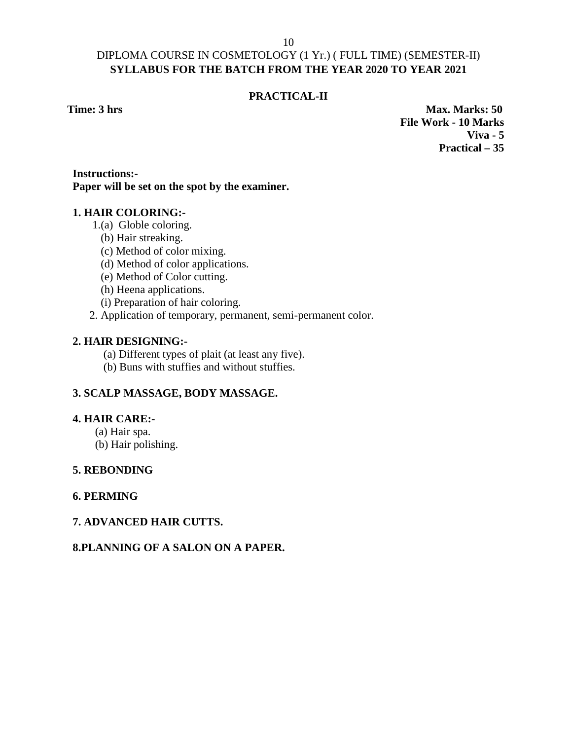DIPLOMA COURSE IN COSMETOLOGY (1 Yr.) ( FULL TIME) (SEMESTER-II)

**SYLLABUS FOR THE BATCH FROM THE YEAR 2020 TO YEAR 2021**

## PRACTICAL-II

**Time: 3 hrs**

**Max. Marks: 50**
**File Work - 10 Marks**
**Viva - 5**
**Practical – 35**

**Instructions:-**
**Paper will be set on the spot by the examiner.**

**1. HAIR COLORING:-**

1.(a) Globle coloring.
(b) Hair streaking.
(c) Method of color mixing.
(d) Method of color applications.
(e) Method of Color cutting.
(h) Heena applications.
(i) Preparation of hair coloring.

2. Application of temporary, permanent, semi-permanent color.

**2. HAIR DESIGNING:-**

(a) Different types of plait (at least any five).
(b) Buns with stuffies and without stuffies.

**3. SCALP MASSAGE, BODY MASSAGE.**

**4. HAIR CARE:-**

(a) Hair spa.
(b) Hair polishing.

**5. REBONDING**

**6. PERMING**

**7. ADVANCED HAIR CUTTS.**

**8.PLANNING OF A SALON ON A PAPER.**